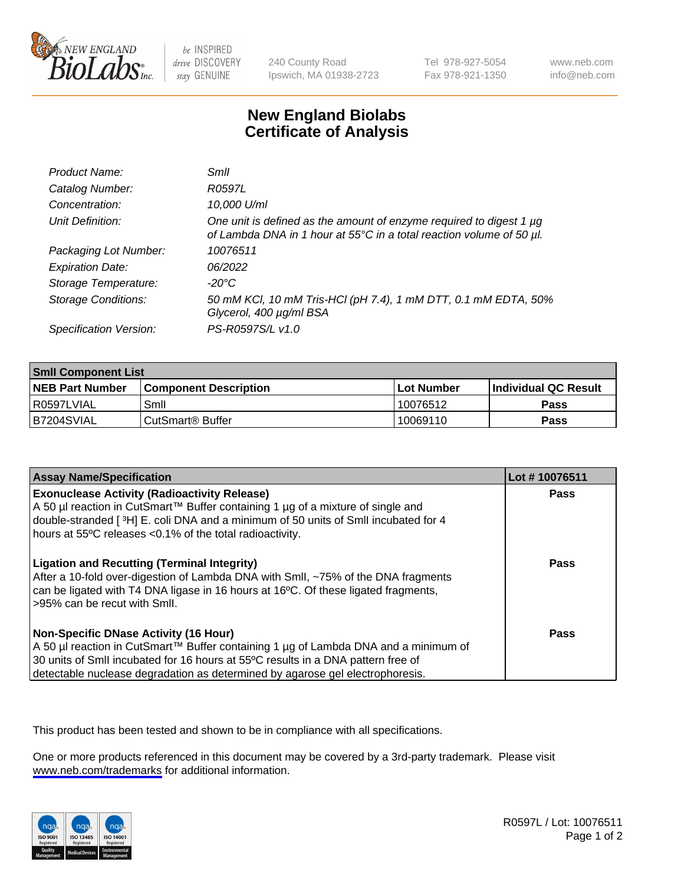# New England Biolabs
# Certificate of Analysis

| | |
|---|---|
| *Product Name:* | *SmlI* |
| *Catalog Number:* | *R0597L* |
| *Concentration:* | *10,000 U/ml* |
| *Unit Definition:* | *One unit is defined as the amount of enzyme required to digest 1 µg of Lambda DNA in 1 hour at 55°C in a total reaction volume of 50 µl.* |
| *Packaging Lot Number:* | *10076511* |
| *Expiration Date:* | *06/2022* |
| *Storage Temperature:* | *-20°C* |
| *Storage Conditions:* | *50 mM KCl, 10 mM Tris-HCl (pH 7.4), 1 mM DTT, 0.1 mM EDTA, 50% Glycerol, 400 µg/ml BSA* |
| *Specification Version:* | *PS-R0597S/L v1.0* |

| SmlI Component List | | | |
|---|---|---|---|
| **NEB Part Number** | **Component Description** | **Lot Number** | **Individual QC Result** |
| R0597LVIAL | SmlI | 10076512 | **Pass** |
| B7204SVIAL | CutSmart® Buffer | 10069110 | **Pass** |

| Assay Name/Specification | Lot # 10076511 |
|---|---|
| **Exonuclease Activity (Radioactivity Release)**<br>A 50 µl reaction in CutSmart™ Buffer containing 1 µg of a mixture of single and double-stranded [ $^3$H] E. coli DNA and a minimum of 50 units of SmlI incubated for 4 hours at 55ºC releases <0.1% of the total radioactivity. | **Pass** |
| **Ligation and Recutting (Terminal Integrity)**<br>After a 10-fold over-digestion of Lambda DNA with SmlI, ~75% of the DNA fragments can be ligated with T4 DNA ligase in 16 hours at 16ºC. Of these ligated fragments, >95% can be recut with SmlI. | **Pass** |
| **Non-Specific DNase Activity (16 Hour)**<br>A 50 µl reaction in CutSmart™ Buffer containing 1 µg of Lambda DNA and a minimum of 30 units of SmlI incubated for 16 hours at 55ºC results in a DNA pattern free of detectable nuclease degradation as determined by agarose gel electrophoresis. | **Pass** |

This product has been tested and shown to be in compliance with all specifications.

One or more products referenced in this document may be covered by a 3rd-party trademark. Please visit www.neb.com/trademarks for additional information.

R0597L / Lot: 10076511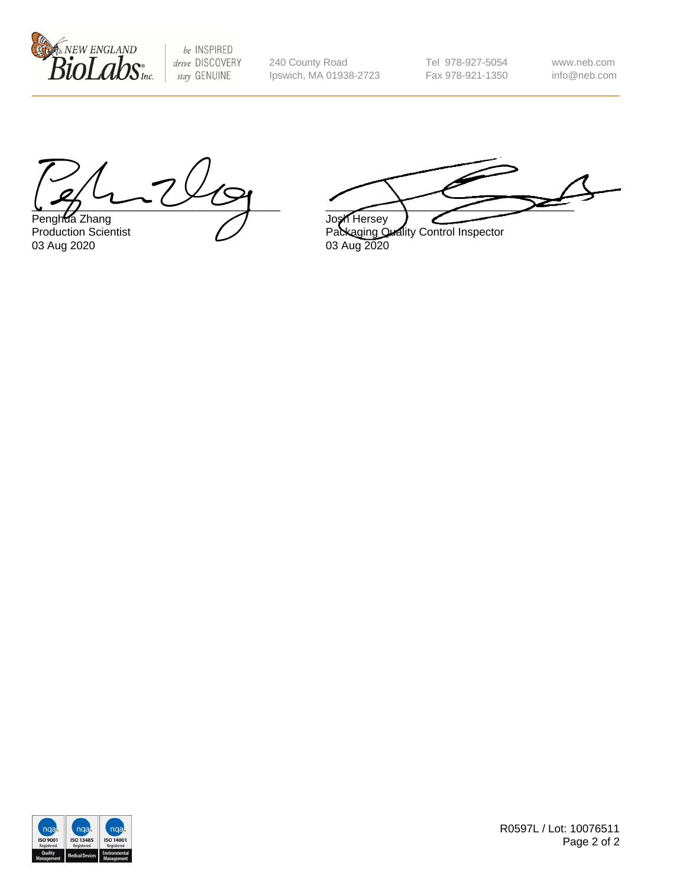be INSPIRED
drive DISCOVERY
stay GENUINE

240 County Road
Ipswich, MA 01938-2723

Tel 978-927-5054
Fax 978-921-1350

www.neb.com
info@neb.com

Penghua Zhang
Production Scientist
03 Aug 2020

Josh Hersey
Packaging Quality Control Inspector
03 Aug 2020

R0597L / Lot: 10076511